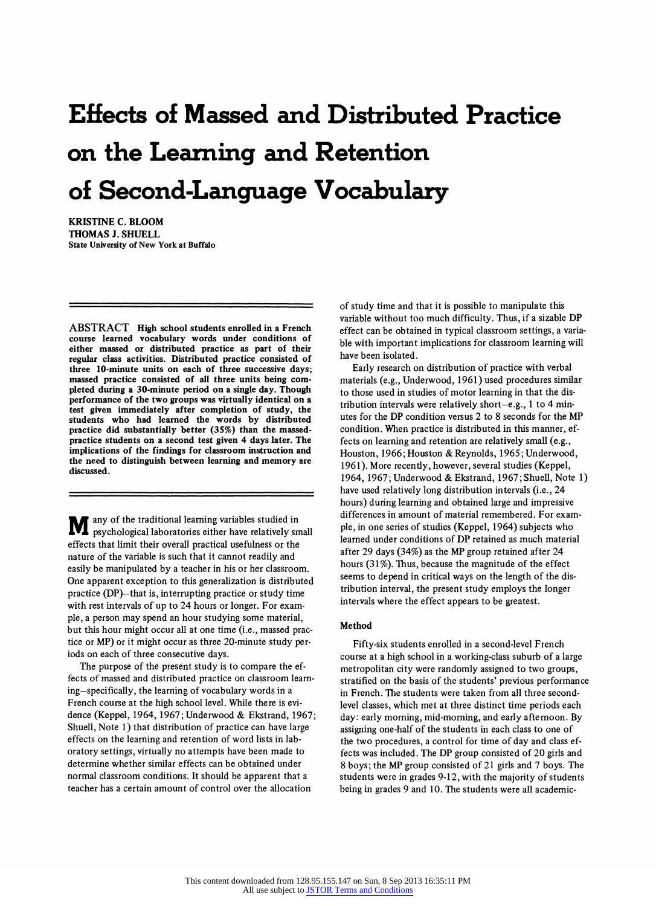# Effects of Massed and Distributed Practice on the Learning and Retention of Second-Language Vocabulary

**KRISTINE C. BLOOM**
**THOMAS J. SHUELL**
**State University of New York at Buffalo**

ABSTRACT **High school students enrolled in a French course learned vocabulary words under conditions of either massed or distributed practice as part of their regular class activities. Distributed practice consisted of three 10-minute units on each of three successive days; massed practice consisted of all three units being completed during a 30-minute period on a single day. Though performance of the two groups was virtually identical on a test given immediately after completion of study, the students who had learned the words by distributed practice did substantially better (35%) than the massed-practice students on a second test given 4 days later. The implications of the findings for classroom instruction and the need to distinguish between learning and memory are discussed.**

Many of the traditional learning variables studied in psychological laboratories either have relatively small effects that limit their overall practical usefulness or the nature of the variable is such that it cannot readily and easily be manipulated by a teacher in his or her classroom. One apparent exception to this generalization is distributed practice (DP)—that is, interrupting practice or study time with rest intervals of up to 24 hours or longer. For example, a person may spend an hour studying some material, but this hour might occur all at one time (i.e., massed practice or MP) or it might occur as three 20-minute study periods on each of three consecutive days.

The purpose of the present study is to compare the effects of massed and distributed practice on classroom learning—specifically, the learning of vocabulary words in a French course at the high school level. While there is evidence (Keppel, 1964, 1967; Underwood & Ekstrand, 1967; Shuell, Note 1) that distribution of practice can have large effects on the learning and retention of word lists in laboratory settings, virtually no attempts have been made to determine whether similar effects can be obtained under normal classroom conditions. It should be apparent that a teacher has a certain amount of control over the allocation of study time and that it is possible to manipulate this variable without too much difficulty. Thus, if a sizable DP effect can be obtained in typical classroom settings, a variable with important implications for classroom learning will have been isolated.

Early research on distribution of practice with verbal materials (e.g., Underwood, 1961) used procedures similar to those used in studies of motor learning in that the distribution intervals were relatively short—e.g., 1 to 4 minutes for the DP condition versus 2 to 8 seconds for the MP condition. When practice is distributed in this manner, effects on learning and retention are relatively small (e.g., Houston, 1966; Houston & Reynolds, 1965; Underwood, 1961). More recently, however, several studies (Keppel, 1964, 1967; Underwood & Ekstrand, 1967; Shuell, Note 1) have used relatively long distribution intervals (i.e., 24 hours) during learning and obtained large and impressive differences in amount of material remembered. For example, in one series of studies (Keppel, 1964) subjects who learned under conditions of DP retained as much material after 29 days (34%) as the MP group retained after 24 hours (31%). Thus, because the magnitude of the effect seems to depend in critical ways on the length of the distribution interval, the present study employs the longer intervals where the effect appears to be greatest.

## Method

Fifty-six students enrolled in a second-level French course at a high school in a working-class suburb of a large metropolitan city were randomly assigned to two groups, stratified on the basis of the students' previous performance in French. The students were taken from all three second-level classes, which met at three distinct time periods each day: early morning, mid-morning, and early afternoon. By assigning one-half of the students in each class to one of the two procedures, a control for time of day and class effects was included. The DP group consisted of 20 girls and 8 boys; the MP group consisted of 21 girls and 7 boys. The students were in grades 9-12, with the majority of students being in grades 9 and 10. The students were all academic-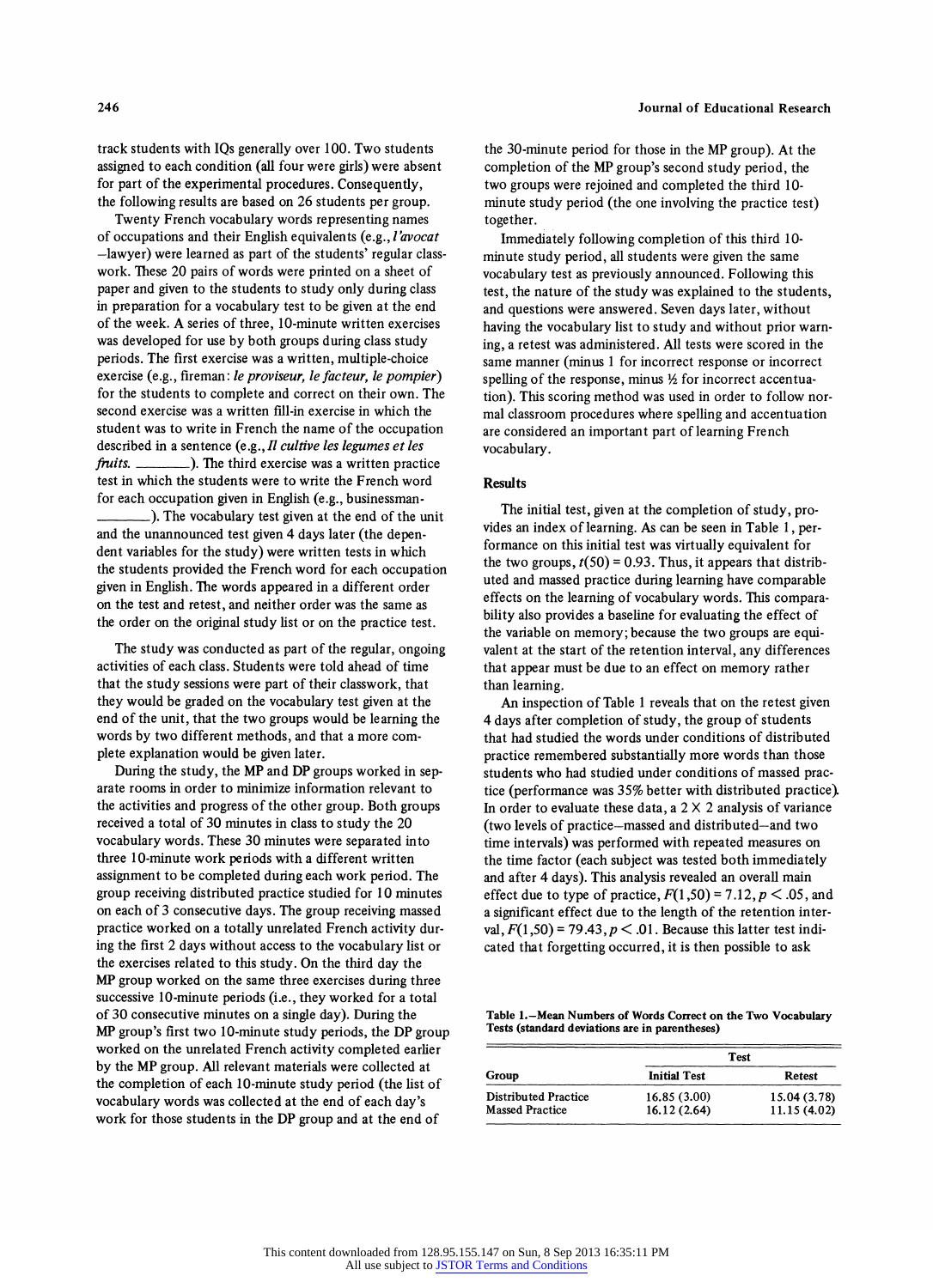track students with IQs generally over 100. Two students assigned to each condition (all four were girls) were absent for part of the experimental procedures. Consequently, the following results are based on 26 students per group.

Twenty French vocabulary words representing names of occupations and their English equivalents (e.g., *l'avocat* —lawyer) were learned as part of the students' regular classwork. These 20 pairs of words were printed on a sheet of paper and given to the students to study only during class in preparation for a vocabulary test to be given at the end of the week. A series of three, 10-minute written exercises was developed for use by both groups during class study periods. The first exercise was a written, multiple-choice exercise (e.g., fireman: *le proviseur, le facteur, le pompier*) for the students to complete and correct on their own. The second exercise was a written fill-in exercise in which the student was to write in French the name of the occupation described in a sentence (e.g., *Il cultive les legumes et les fruits.* ______). The third exercise was a written practice test in which the students were to write the French word for each occupation given in English (e.g., businessman-______). The vocabulary test given at the end of the unit and the unannounced test given 4 days later (the dependent variables for the study) were written tests in which the students provided the French word for each occupation given in English. The words appeared in a different order on the test and retest, and neither order was the same as the order on the original study list or on the practice test.

The study was conducted as part of the regular, ongoing activities of each class. Students were told ahead of time that the study sessions were part of their classwork, that they would be graded on the vocabulary test given at the end of the unit, that the two groups would be learning the words by two different methods, and that a more complete explanation would be given later.

During the study, the MP and DP groups worked in separate rooms in order to minimize information relevant to the activities and progress of the other group. Both groups received a total of 30 minutes in class to study the 20 vocabulary words. These 30 minutes were separated into three 10-minute work periods with a different written assignment to be completed during each work period. The group receiving distributed practice studied for 10 minutes on each of 3 consecutive days. The group receiving massed practice worked on a totally unrelated French activity during the first 2 days without access to the vocabulary list or the exercises related to this study. On the third day the MP group worked on the same three exercises during three successive 10-minute periods (i.e., they worked for a total of 30 consecutive minutes on a single day). During the MP group's first two 10-minute study periods, the DP group worked on the unrelated French activity completed earlier by the MP group. All relevant materials were collected at the completion of each 10-minute study period (the list of vocabulary words was collected at the end of each day's work for those students in the DP group and at the end of the 30-minute period for those in the MP group). At the completion of the MP group's second study period, the two groups were rejoined and completed the third 10-minute study period (the one involving the practice test) together.

Immediately following completion of this third 10-minute study period, all students were given the same vocabulary test as previously announced. Following this test, the nature of the study was explained to the students, and questions were answered. Seven days later, without having the vocabulary list to study and without prior warning, a retest was administered. All tests were scored in the same manner (minus 1 for incorrect response or incorrect spelling of the response, minus ½ for incorrect accentuation). This scoring method was used in order to follow normal classroom procedures where spelling and accentuation are considered an important part of learning French vocabulary.

## Results

The initial test, given at the completion of study, provides an index of learning. As can be seen in Table 1, performance on this initial test was virtually equivalent for the two groups, $t(50) = 0.93$. Thus, it appears that distributed and massed practice during learning have comparable effects on the learning of vocabulary words. This comparability also provides a baseline for evaluating the effect of the variable on memory; because the two groups are equivalent at the start of the retention interval, any differences that appear must be due to an effect on memory rather than learning.

An inspection of Table 1 reveals that on the retest given 4 days after completion of study, the group of students that had studied the words under conditions of distributed practice remembered substantially more words than those students who had studied under conditions of massed practice (performance was 35% better with distributed practice). In order to evaluate these data, a 2 × 2 analysis of variance (two levels of practice—massed and distributed—and two time intervals) was performed with repeated measures on the time factor (each subject was tested both immediately and after 4 days). This analysis revealed an overall main effect due to type of practice, $F(1,50) = 7.12, p < .05$, and a significant effect due to the length of the retention interval, $F(1,50) = 79.43, p < .01$. Because this latter test indicated that forgetting occurred, it is then possible to ask

Table 1.—Mean Numbers of Words Correct on the Two Vocabulary Tests (standard deviations are in parentheses)

| | Test | |
|---|---|---|
| Group | Initial Test | Retest |
| Distributed Practice | 16.85 (3.00) | 15.04 (3.78) |
| Massed Practice | 16.12 (2.64) | 11.15 (4.02) |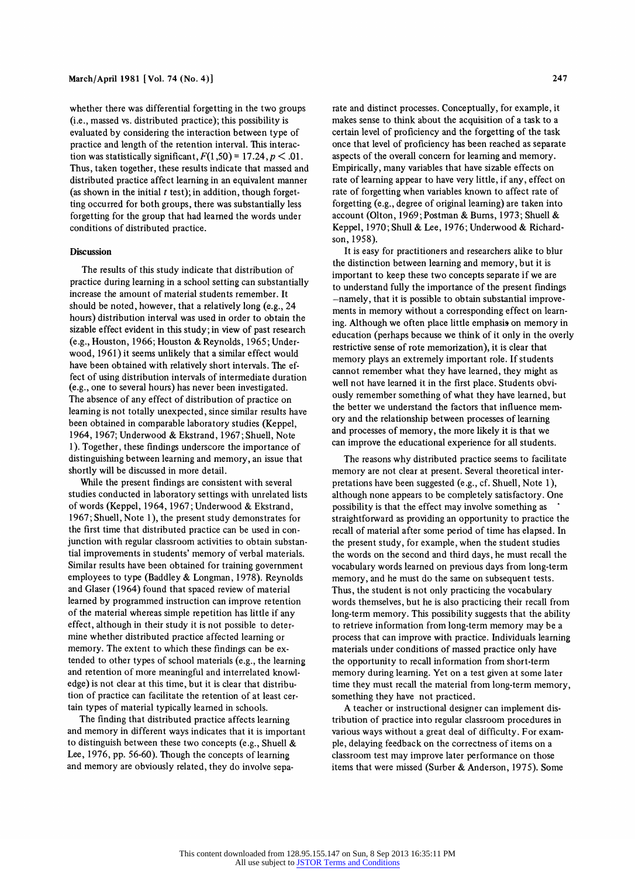whether there was differential forgetting in the two groups (i.e., massed vs. distributed practice); this possibility is evaluated by considering the interaction between type of practice and length of the retention interval. This interaction was statistically significant, $F(1,50) = 17.24, p < .01$. Thus, taken together, these results indicate that massed and distributed practice affect learning in an equivalent manner (as shown in the initial *t* test); in addition, though forgetting occurred for both groups, there was substantially less forgetting for the group that had learned the words under conditions of distributed practice.

## Discussion

The results of this study indicate that distribution of practice during learning in a school setting can substantially increase the amount of material students remember. It should be noted, however, that a relatively long (e.g., 24 hours) distribution interval was used in order to obtain the sizable effect evident in this study; in view of past research (e.g., Houston, 1966; Houston & Reynolds, 1965; Underwood, 1961) it seems unlikely that a similar effect would have been obtained with relatively short intervals. The effect of using distribution intervals of intermediate duration (e.g., one to several hours) has never been investigated. The absence of any effect of distribution of practice on learning is not totally unexpected, since similar results have been obtained in comparable laboratory studies (Keppel, 1964, 1967; Underwood & Ekstrand, 1967; Shuell, Note 1). Together, these findings underscore the importance of distinguishing between learning and memory, an issue that shortly will be discussed in more detail.

While the present findings are consistent with several studies conducted in laboratory settings with unrelated lists of words (Keppel, 1964, 1967; Underwood & Ekstrand, 1967; Shuell, Note 1), the present study demonstrates for the first time that distributed practice can be used in conjunction with regular classroom activities to obtain substantial improvements in students' memory of verbal materials. Similar results have been obtained for training government employees to type (Baddley & Longman, 1978). Reynolds and Glaser (1964) found that spaced review of material learned by programmed instruction can improve retention of the material whereas simple repetition has little if any effect, although in their study it is not possible to determine whether distributed practice affected learning or memory. The extent to which these findings can be extended to other types of school materials (e.g., the learning and retention of more meaningful and interrelated knowledge) is not clear at this time, but it is clear that distribution of practice can facilitate the retention of at least certain types of material typically learned in schools.

The finding that distributed practice affects learning and memory in different ways indicates that it is important to distinguish between these two concepts (e.g., Shuell & Lee, 1976, pp. 56-60). Though the concepts of learning and memory are obviously related, they do involve separate and distinct processes. Conceptually, for example, it makes sense to think about the acquisition of a task to a certain level of proficiency and the forgetting of the task once that level of proficiency has been reached as separate aspects of the overall concern for learning and memory. Empirically, many variables that have sizable effects on rate of learning appear to have very little, if any, effect on rate of forgetting when variables known to affect rate of forgetting (e.g., degree of original learning) are taken into account (Olton, 1969; Postman & Burns, 1973; Shuell & Keppel, 1970; Shull & Lee, 1976; Underwood & Richardson, 1958).

It is easy for practitioners and researchers alike to blur the distinction between learning and memory, but it is important to keep these two concepts separate if we are to understand fully the importance of the present findings —namely, that it is possible to obtain substantial improvements in memory without a corresponding effect on learning. Although we often place little emphasis on memory in education (perhaps because we think of it only in the overly restrictive sense of rote memorization), it is clear that memory plays an extremely important role. If students cannot remember what they have learned, they might as well not have learned it in the first place. Students obviously remember something of what they have learned, but the better we understand the factors that influence memory and the relationship between processes of learning and processes of memory, the more likely it is that we can improve the educational experience for all students.

The reasons why distributed practice seems to facilitate memory are not clear at present. Several theoretical interpretations have been suggested (e.g., cf. Shuell, Note 1), although none appears to be completely satisfactory. One possibility is that the effect may involve something as straightforward as providing an opportunity to practice the recall of material after some period of time has elapsed. In the present study, for example, when the student studies the words on the second and third days, he must recall the vocabulary words learned on previous days from long-term memory, and he must do the same on subsequent tests. Thus, the student is not only practicing the vocabulary words themselves, but he is also practicing their recall from long-term memory. This possibility suggests that the ability to retrieve information from long-term memory may be a process that can improve with practice. Individuals learning materials under conditions of massed practice only have the opportunity to recall information from short-term memory during learning. Yet on a test given at some later time they must recall the material from long-term memory, something they have not practiced.

A teacher or instructional designer can implement distribution of practice into regular classroom procedures in various ways without a great deal of difficulty. For example, delaying feedback on the correctness of items on a classroom test may improve later performance on those items that were missed (Surber & Anderson, 1975). Some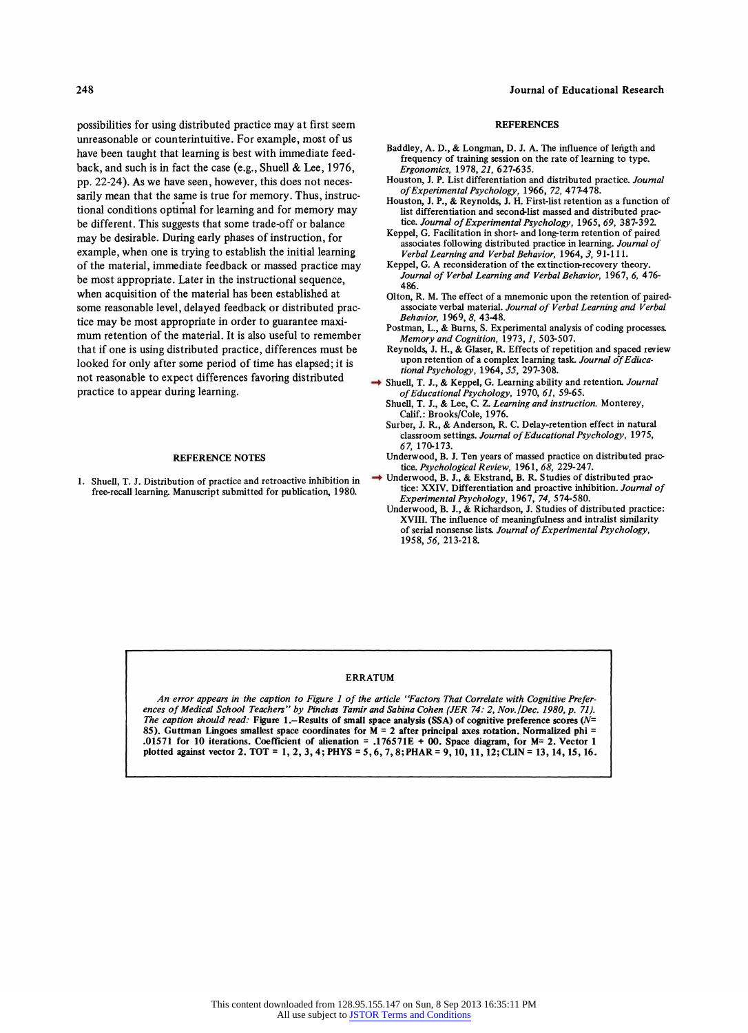possibilities for using distributed practice may at first seem unreasonable or counterintuitive. For example, most of us have been taught that learning is best with immediate feedback, and such is in fact the case (e.g., Shuell & Lee, 1976, pp. 22-24). As we have seen, however, this does not necessarily mean that the same is true for memory. Thus, instructional conditions optimal for learning and for memory may be different. This suggests that some trade-off or balance may be desirable. During early phases of instruction, for example, when one is trying to establish the initial learning of the material, immediate feedback or massed practice may be most appropriate. Later in the instructional sequence, when acquisition of the material has been established at some reasonable level, delayed feedback or distributed practice may be most appropriate in order to guarantee maximum retention of the material. It is also useful to remember that if one is using distributed practice, differences must be looked for only after some period of time has elapsed; it is not reasonable to expect differences favoring distributed practice to appear during learning.

## REFERENCE NOTES

1. Shuell, T. J. Distribution of practice and retroactive inhibition in free-recall learning. Manuscript submitted for publication, 1980.

## REFERENCES

Baddley, A. D., & Longman, D. J. A. The influence of length and frequency of training session on the rate of learning to type. *Ergonomics,* 1978, *21,* 627-635.

Houston, J. P. List differentiation and distributed practice. *Journal of Experimental Psychology,* 1966, *72,* 477-478.

Houston, J. P., & Reynolds, J. H. First-list retention as a function of list differentiation and second-list massed and distributed practice. *Journal of Experimental Psychology,* 1965, *69,* 387-392.

Keppel, G. Facilitation in short- and long-term retention of paired associates following distributed practice in learning. *Journal of Verbal Learning and Verbal Behavior,* 1964, *3,* 91-111.

Keppel, G. A reconsideration of the extinction-recovery theory. *Journal of Verbal Learning and Verbal Behavior,* 1967, *6,* 476-486.

Olton, R. M. The effect of a mnemonic upon the retention of paired-associate verbal material. *Journal of Verbal Learning and Verbal Behavior,* 1969, *8,* 43-48.

Postman, L., & Burns, S. Experimental analysis of coding processes. *Memory and Cognition,* 1973, *1,* 503-507.

Reynolds, J. H., & Glaser, R. Effects of repetition and spaced review upon retention of a complex learning task. *Journal of Educational Psychology,* 1964, *55,* 297-308.

Shuell, T. J., & Keppel, G. Learning ability and retention. *Journal of Educational Psychology,* 1970, *61,* 59-65.

Shuell, T. J., & Lee, C. Z. *Learning and instruction.* Monterey, Calif.: Brooks/Cole, 1976.

Surber, J. R., & Anderson, R. C. Delay-retention effect in natural classroom settings. *Journal of Educational Psychology,* 1975, *67,* 170-173.

Underwood, B. J. Ten years of massed practice on distributed practice. *Psychological Review,* 1961, *68,* 229-247.

Underwood, B. J., & Ekstrand, B. R. Studies of distributed practice: XXIV. Differentiation and proactive inhibition. *Journal of Experimental Psychology,* 1967, *74,* 574-580.

Underwood, B. J., & Richardson, J. Studies of distributed practice: XVIII. The influence of meaningfulness and intralist similarity of serial nonsense lists. *Journal of Experimental Psychology,* 1958, *56,* 213-218.

## ERRATUM

*An error appears in the caption to Figure 1 of the article "Factors That Correlate with Cognitive Preferences of Medical School Teachers" by Pinchas Tamir and Sabina Cohen (JER 74: 2, Nov./Dec. 1980, p. 71). The caption should read:* **Figure 1.—Results of small space analysis (SSA) of cognitive preference scores (*N*= 85). Guttman Lingoes smallest space coordinates for M = 2 after principal axes rotation. Normalized phi = .01571 for 10 iterations. Coefficient of alienation = .176571E + 00. Space diagram, for M= 2. Vector 1 plotted against vector 2. TOT = 1, 2, 3, 4; PHYS = 5, 6, 7, 8; PHAR = 9, 10, 11, 12; CLIN = 13, 14, 15, 16.**